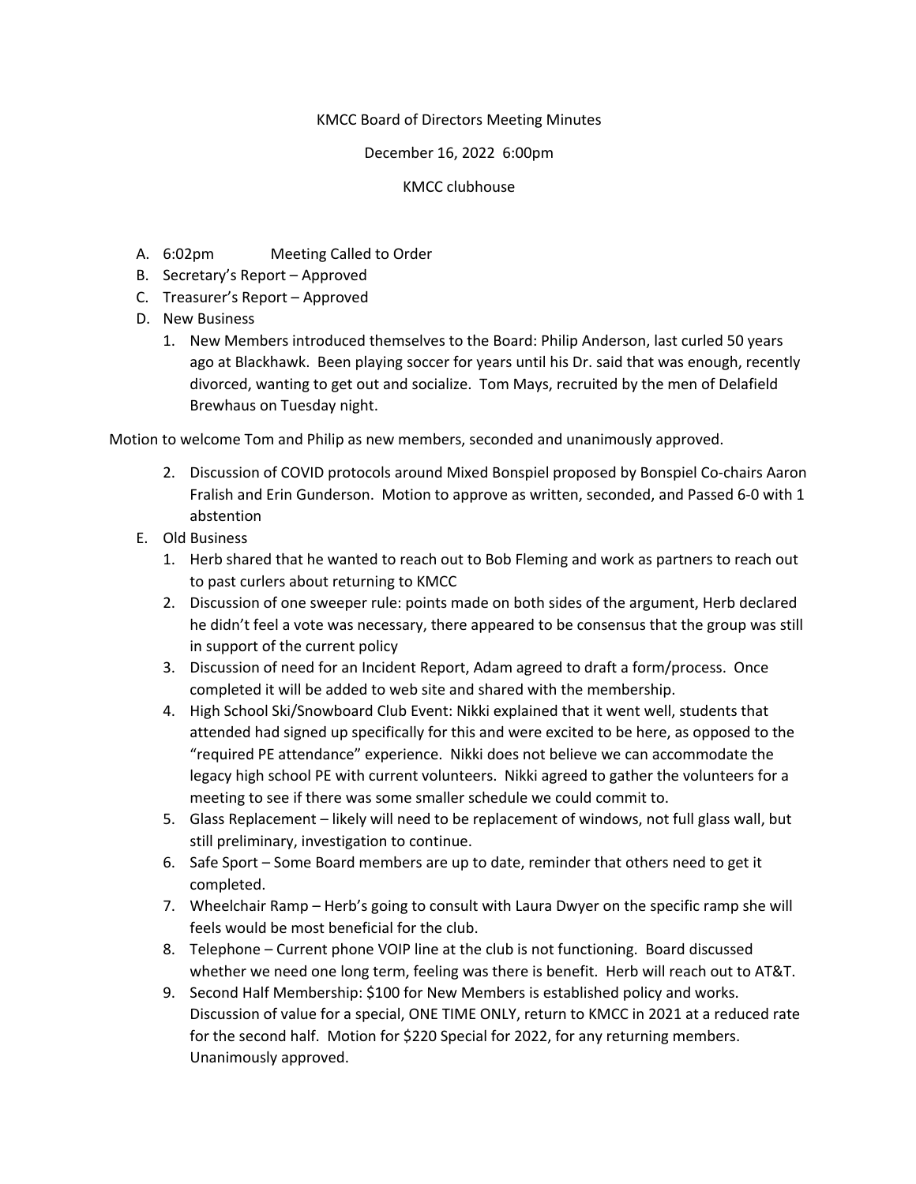KMCC Board of Directors Meeting Minutes

December 16, 2022 6:00pm

KMCC clubhouse

A. 6:02pm Meeting Called to Order
B. Secretary's Report – Approved
C. Treasurer's Report – Approved
D. New Business
    1. New Members introduced themselves to the Board: Philip Anderson, last curled 50 years ago at Blackhawk. Been playing soccer for years until his Dr. said that was enough, recently divorced, wanting to get out and socialize. Tom Mays, recruited by the men of Delafield Brewhaus on Tuesday night.

Motion to welcome Tom and Philip as new members, seconded and unanimously approved.

    2. Discussion of COVID protocols around Mixed Bonspiel proposed by Bonspiel Co-chairs Aaron Fralish and Erin Gunderson. Motion to approve as written, seconded, and Passed 6-0 with 1 abstention

E. Old Business
    1. Herb shared that he wanted to reach out to Bob Fleming and work as partners to reach out to past curlers about returning to KMCC
    2. Discussion of one sweeper rule: points made on both sides of the argument, Herb declared he didn't feel a vote was necessary, there appeared to be consensus that the group was still in support of the current policy
    3. Discussion of need for an Incident Report, Adam agreed to draft a form/process. Once completed it will be added to web site and shared with the membership.
    4. High School Ski/Snowboard Club Event: Nikki explained that it went well, students that attended had signed up specifically for this and were excited to be here, as opposed to the "required PE attendance" experience. Nikki does not believe we can accommodate the legacy high school PE with current volunteers. Nikki agreed to gather the volunteers for a meeting to see if there was some smaller schedule we could commit to.
    5. Glass Replacement – likely will need to be replacement of windows, not full glass wall, but still preliminary, investigation to continue.
    6. Safe Sport – Some Board members are up to date, reminder that others need to get it completed.
    7. Wheelchair Ramp – Herb's going to consult with Laura Dwyer on the specific ramp she will feels would be most beneficial for the club.
    8. Telephone – Current phone VOIP line at the club is not functioning. Board discussed whether we need one long term, feeling was there is benefit. Herb will reach out to AT&T.
    9. Second Half Membership: $100 for New Members is established policy and works. Discussion of value for a special, ONE TIME ONLY, return to KMCC in 2021 at a reduced rate for the second half. Motion for $220 Special for 2022, for any returning members. Unanimously approved.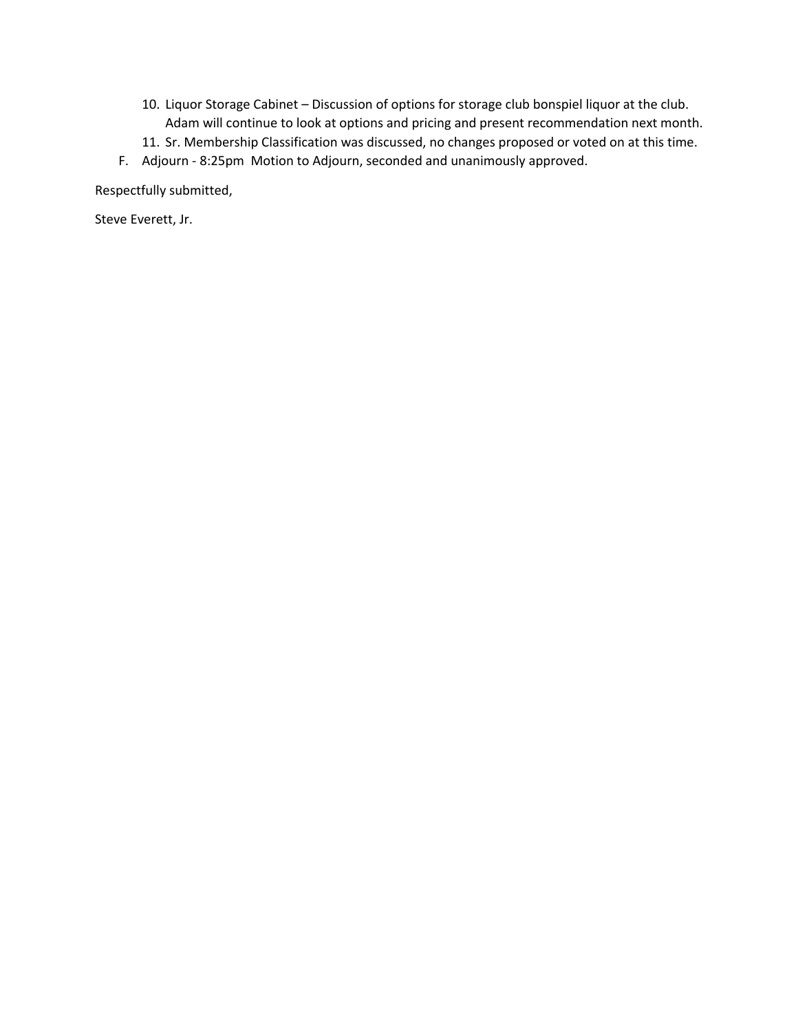10. Liquor Storage Cabinet – Discussion of options for storage club bonspiel liquor at the club. Adam will continue to look at options and pricing and present recommendation next month.
11. Sr. Membership Classification was discussed, no changes proposed or voted on at this time.

F. Adjourn - 8:25pm Motion to Adjourn, seconded and unanimously approved.

Respectfully submitted,

Steve Everett, Jr.